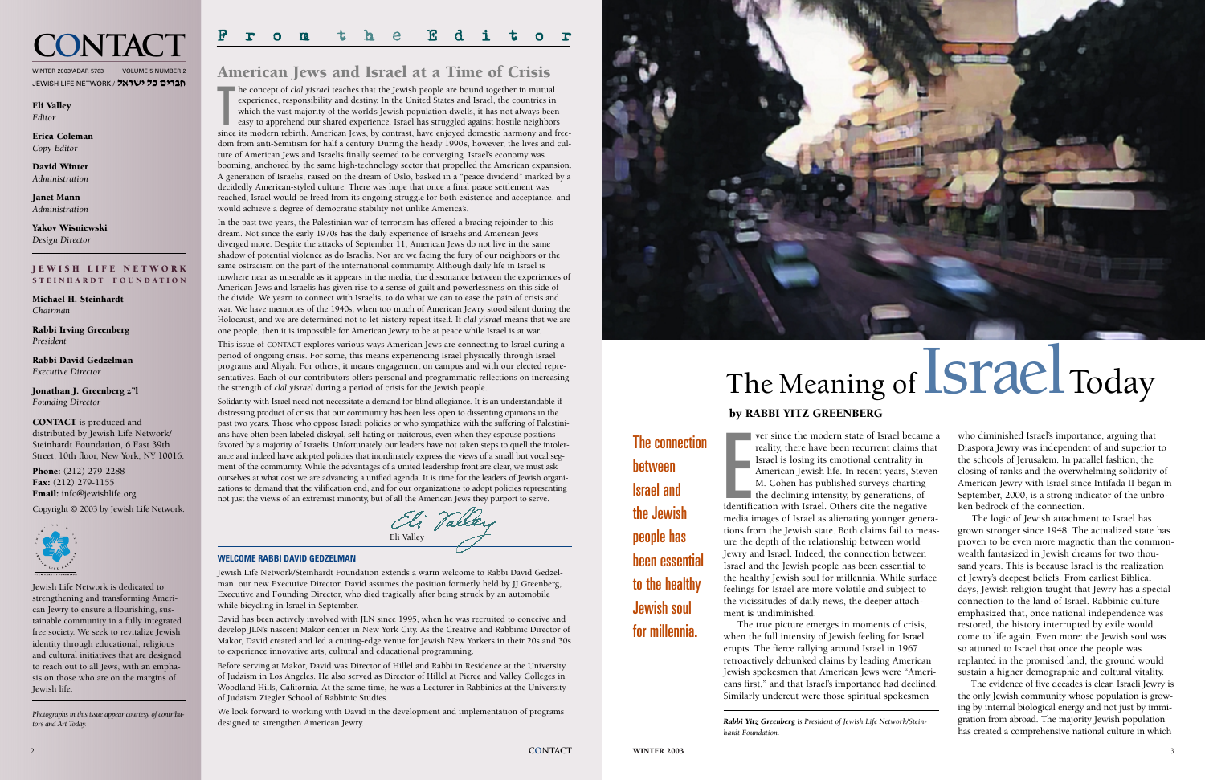# CONTACT

WINTER 2003/ADAR 5763 VOLUME 5 NUMBER 2
JEWISH LIFE NETWORK / חברים כל ישראל

**Eli Valley**
*Editor*

**Erica Coleman**
*Copy Editor*

**David Winter**
*Administration*

**Janet Mann**
*Administration*

**Yakov Wisniewski**
*Design Director*

**JEWISH LIFE NETWORK**
**STEINHARDT FOUNDATION**

**Michael H. Steinhardt**
*Chairman*

**Rabbi Irving Greenberg**
*President*

**Rabbi David Gedzelman**
*Executive Director*

**Jonathan J. Greenberg z"l**
*Founding Director*

**CONTACT** is produced and distributed by Jewish Life Network/Steinhardt Foundation, 6 East 39th Street, 10th floor, New York, NY 10016.

**Phone:** (212) 279-2288
**Fax:** (212) 279-1155
**Email:** info@jewishlife.org

Copyright © 2003 by Jewish Life Network.

Jewish Life Network is dedicated to strengthening and transforming American Jewry to ensure a flourishing, sustainable community in a fully integrated free society. We seek to revitalize Jewish identity through educational, religious and cultural initiatives that are designed to reach out to all Jews, with an emphasis on those who are on the margins of Jewish life.

*Photographs in this issue appear courtesy of contributors and Art Today.*

## From the Editor

### American Jews and Israel at a Time of Crisis

The concept of *clal yisrael* teaches that the Jewish people are bound together in mutual experience, responsibility and destiny. In the United States and Israel, the countries in which the vast majority of the world's Jewish population dwells, it has not always been easy to apprehend our shared experience. Israel has struggled against hostile neighbors since its modern rebirth. American Jews, by contrast, have enjoyed domestic harmony and freedom from anti-Semitism for half a century. During the heady 1990's, however, the lives and culture of American Jews and Israelis finally seemed to be converging. Israel's economy was booming, anchored by the same high-technology sector that propelled the American expansion. A generation of Israelis, raised on the dream of Oslo, basked in a "peace dividend" marked by a decidedly American-styled culture. There was hope that once a final peace settlement was reached, Israel would be freed from its ongoing struggle for both existence and acceptance, and would achieve a degree of democratic stability not unlike America's.

In the past two years, the Palestinian war of terrorism has offered a bracing rejoinder to this dream. Not since the early 1970s has the daily experience of Israelis and American Jews diverged more. Despite the attacks of September 11, American Jews do not live in the same shadow of potential violence as do Israelis. Nor are we facing the fury of our neighbors or the same ostracism on the part of the international community. Although daily life in Israel is nowhere near as miserable as it appears in the media, the dissonance between the experiences of American Jews and Israelis has given rise to a sense of guilt and powerlessness on this side of the divide. We yearn to connect with Israelis, to do what we can to ease the pain of crisis and war. We have memories of the 1940s, when too much of American Jewry stood silent during the Holocaust, and we are determined not to let history repeat itself. If *clal yisrael* means that we are one people, then it is impossible for American Jewry to be at peace while Israel is at war.

This issue of CONTACT explores various ways American Jews are connecting to Israel during a period of ongoing crisis. For some, this means experiencing Israel physically through Israel programs and Aliyah. For others, it means engagement on campus and with our elected representatives. Each of our contributors offers personal and programmatic reflections on increasing the strength of *clal yisrael* during a period of crisis for the Jewish people.

Solidarity with Israel need not necessitate a demand for blind allegiance. It is an understandable if distressing product of crisis that our community has been less open to dissenting opinions in the past two years. Those who oppose Israeli policies or who sympathize with the suffering of Palestinians have often been labeled disloyal, self-hating or traitorous, even when they espouse positions favored by a majority of Israelis. Unfortunately, our leaders have not taken steps to quell the intolerance and indeed have adopted policies that inordinately express the views of a small but vocal segment of the community. While the advantages of a united leadership front are clear, we must ask ourselves at what cost we are advancing a unified agenda. It is time for the leaders of Jewish organizations to demand that the vilification end, and for our organizations to adopt policies representing not just the views of an extremist minority, but of all the American Jews they purport to serve.

*Eli Valley*
Eli Valley

#### WELCOME RABBI DAVID GEDZELMAN

Jewish Life Network/Steinhardt Foundation extends a warm welcome to Rabbi David Gedzelman, our new Executive Director. David assumes the position formerly held by JJ Greenberg, Executive and Founding Director, who died tragically after being struck by an automobile while bicycling in Israel in September.

David has been actively involved with JLN since 1995, when he was recruited to conceive and develop JLN's nascent Makor center in New York City. As the Creative and Rabbinic Director of Makor, David created and led a cutting-edge venue for Jewish New Yorkers in their 20s and 30s to experience innovative arts, cultural and educational programming.

Before serving at Makor, David was Director of Hillel and Rabbi in Residence at the University of Judaism in Los Angeles. He also served as Director of Hillel at Pierce and Valley Colleges in Woodland Hills, California. At the same time, he was a Lecturer in Rabbinics at the University of Judaism Ziegler School of Rabbinic Studies.

We look forward to working with David in the development and implementation of programs designed to strengthen American Jewry.

# The Meaning of Israel Today

**by RABBI YITZ GREENBERG**

> The connection between Israel and the Jewish people has been essential to the healthy Jewish soul for millennia.

Ever since the modern state of Israel became a reality, there have been recurrent claims that Israel is losing its emotional centrality in American Jewish life. In recent years, Steven M. Cohen has published surveys charting the declining intensity, by generations, of identification with Israel. Others cite the negative media images of Israel as alienating younger generations from the Jewish state. Both claims fail to measure the depth of the relationship between world Jewry and Israel. Indeed, the connection between Israel and the Jewish people has been essential to the healthy Jewish soul for millennia. While surface feelings for Israel are more volatile and subject to the vicissitudes of daily news, the deeper attachment is undiminished.

The true picture emerges in moments of crisis, when the full intensity of Jewish feeling for Israel erupts. The fierce rallying around Israel in 1967 retroactively debunked claims by leading American Jewish spokesmen that American Jews were "Americans first," and that Israel's importance had declined. Similarly undercut were those spiritual spokesmen who diminished Israel's importance, arguing that Diaspora Jewry was independent of and superior to the schools of Jerusalem. In parallel fashion, the closing of ranks and the overwhelming solidarity of American Jewry with Israel since Intifada II began in September, 2000, is a strong indicator of the unbroken bedrock of the connection.

The logic of Jewish attachment to Israel has grown stronger since 1948. The actualized state has proven to be even more magnetic than the commonwealth fantasized in Jewish dreams for two thousand years. This is because Israel is the realization of Jewry's deepest beliefs. From earliest Biblical days, Jewish religion taught that Jewry has a special connection to the land of Israel. Rabbinic culture emphasized that, once national independence was restored, the history interrupted by exile would come to life again. Even more: the Jewish soul was so attuned to Israel that once the people was replanted in the promised land, the ground would sustain a higher demographic and cultural vitality.

The evidence of five decades is clear. Israeli Jewry is the only Jewish community whose population is growing by internal biological energy and not just by immigration from abroad. The majority Jewish population has created a comprehensive national culture in which

*Rabbi Yitz Greenberg is President of Jewish Life Network/Steinhardt Foundation.*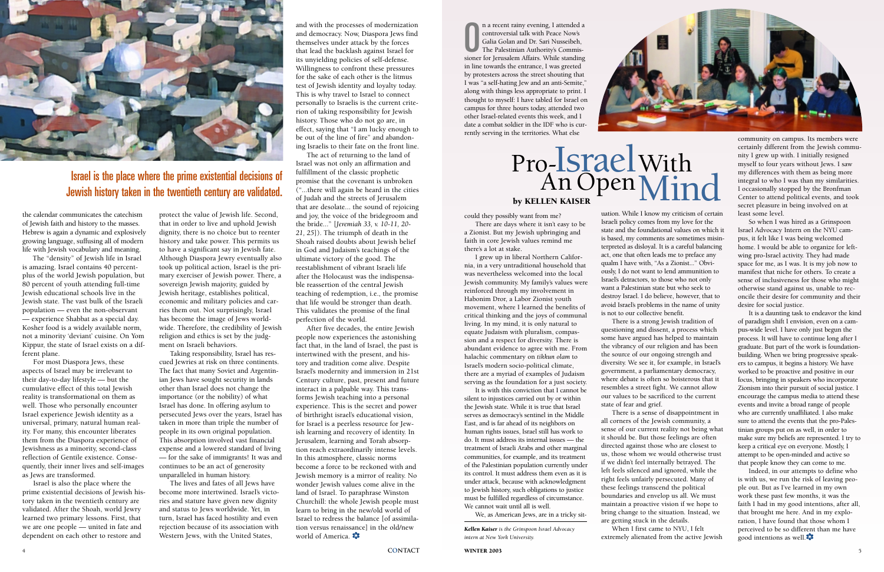## Israel is the place where the prime existential decisions of Jewish history taken in the twentieth century are validated.

the calendar communicates the catechism of Jewish faith and history to the masses. Hebrew is again a dynamic and explosively growing language, suffusing all of modern life with Jewish vocabulary and meaning.

The "density" of Jewish life in Israel is amazing. Israel contains 40 percent-plus of the world Jewish population, but 80 percent of youth attending full-time Jewish educational schools live in the Jewish state. The vast bulk of the Israeli population — even the non-observant — experience Shabbat as a special day. Kosher food is a widely available norm, not a minority 'deviant' cuisine. On Yom Kippur, the state of Israel exists on a different plane.

For most Diaspora Jews, these aspects of Israel may be irrelevant to their day-to-day lifestyle — but the cumulative effect of this total Jewish reality is transformational on them as well. Those who personally encounter Israel experience Jewish identity as a universal, primary, natural human reality. For many, this encounter liberates them from the Diaspora experience of Jewishness as a minority, second-class reflection of Gentile existence. Consequently, their inner lives and self-images as Jews are transformed.

Israel is also the place where the prime existential decisions of Jewish history taken in the twentieth century are validated. After the Shoah, world Jewry learned two primary lessons. First, that we are one people — united in fate and dependent on each other to restore and protect the value of Jewish life. Second, that in order to live and uphold Jewish dignity, there is no choice but to reenter history and take power. This permits us to have a significant say in Jewish fate. Although Diaspora Jewry eventually also took up political action, Israel is the primary exerciser of Jewish power. There, a sovereign Jewish majority, guided by Jewish heritage, establishes political, economic and military policies and carries them out. Not surprisingly, Israel has become the image of Jews worldwide. Therefore, the credibility of Jewish religion and ethics is set by the judgment on Israeli behaviors.

Taking responsibility, Israel has rescued Jewries at risk on three continents. The fact that many Soviet and Argentinian Jews have sought security in lands other than Israel does not change the importance (or the nobility) of what Israel has done. In offering asylum to persecuted Jews over the years, Israel has taken in more than triple the number of people in its own original population. This absorption involved vast financial expense and a lowered standard of living — for the sake of immigrants! It was and continues to be an act of generosity unparalleled in human history.

The lives and fates of all Jews have become more intertwined. Israel's victories and stature have given new dignity and status to Jews worldwide. Yet, in turn, Israel has faced hostility and even rejection because of its association with Western Jews, with the United States, and with the processes of modernization and democracy. Now, Diaspora Jews find themselves under attack by the forces that lead the backlash against Israel for its unyielding policies of self-defense. Willingness to confront these pressures for the sake of each other is the litmus test of Jewish identity and loyalty today. This is why travel to Israel to connect personally to Israelis is the current criterion of taking responsibility for Jewish history. Those who do not go are, in effect, saying that "I am lucky enough to be out of the line of fire" and abandoning Israelis to their fate on the front line.

The act of returning to the land of Israel was not only an affirmation and fulfillment of the classic prophetic promise that the covenant is unbroken ("...there will again be heard in the cities of Judah and the streets of Jerusalem that are desolate... the sound of rejoicing and joy, the voice of the bridegroom and the bride..." [*Jeremiah 33, v. 10-11, 20-21, 25*]). The triumph of death in the Shoah raised doubts about Jewish belief in God and Judaism's teachings of the ultimate victory of the good. The reestablishment of vibrant Israeli life after the Holocaust was the indispensable reassertion of the central Jewish teaching of redemption, i.e., the promise that life would be stronger than death. This validates the promise of the final perfection of the world.

After five decades, the entire Jewish people now experiences the astonishing fact that, in the land of Israel, the past is intertwined with the present, and history and tradition come alive. Despite Israel's modernity and immersion in 21st Century culture, past, present and future interact in a palpable way. This transforms Jewish teaching into a personal experience. This is the secret and power of birthright israel's educational vision, for Israel is a peerless resource for Jewish learning and recovery of identity. In Jerusalem, learning and Torah absorption reach extraordinarily intense levels. In this atmosphere, classic norms become a force to be reckoned with and Jewish memory is a mirror of reality. No wonder Jewish values come alive in the land of Israel. To paraphrase Winston Churchill: the whole Jewish people must learn to bring in the new/old world of Israel to redress the balance [of assimilation versus renaissance] in the old/new world of America. ✡

# Pro-Israel With An Open Mind

**by KELLEN KAISER**

On a recent rainy evening, I attended a controversial talk with Peace Now's Galia Golan and Dr. Sari Nusseibeh, The Palestinian Authority's Commissioner for Jerusalem Affairs. While standing in line towards the entrance, I was greeted by protesters across the street shouting that I was "a self-hating Jew and an anti-Semite," along with things less appropriate to print. I thought to myself: I have tabled for Israel on campus for three hours today, attended two other Israel-related events this week, and I date a combat soldier in the IDF who is currently serving in the territories. What else could they possibly want from me?

There are days where it isn't easy to be a Zionist. But my Jewish upbringing and faith in core Jewish values remind me there's a lot at stake.

I grew up in liberal Northern California, in a very untraditional household that was nevertheless welcomed into the local Jewish community. My family's values were reinforced through my involvement in Habonim Dror, a Labor Zionist youth movement, where I learned the benefits of critical thinking and the joys of communal living. In my mind, it is only natural to equate Judaism with pluralism, compassion and a respect for diversity. There is abundant evidence to agree with me. From halachic commentary on *tikkun olam* to Israel's modern socio-political climate, there are a myriad of examples of Judaism serving as the foundation for a just society.

It is with this conviction that I cannot be silent to injustices carried out by or within the Jewish state. While it is true that Israel serves as democracy's sentinel in the Middle East, and is far ahead of its neighbors on human rights issues, Israel still has work to do. It must address its internal issues — the treatment of Israeli Arabs and other marginal communities, for example, and its treatment of the Palestinian population currently under its control. It must address them even as it is under attack, because with acknowledgment to Jewish history, such obligations to justice must be fulfilled regardless of circumstance. We cannot wait until all is well.

We, as American Jews, are in a tricky situation. While I know my criticism of certain Israeli policy comes from my love for the state and the foundational values on which it is based, my comments are sometimes misinterpreted as disloyal. It is a careful balancing act, one that often leads me to preface any qualm I have with, "As a Zionist..." Obviously, I do not want to lend ammunition to Israel's detractors, to those who not only want a Palestinian state but who seek to destroy Israel. I do believe, however, that to avoid Israel's problems in the name of unity is not to our collective benefit.

There is a strong Jewish tradition of questioning and dissent, a process which some have argued has helped to maintain the vibrancy of our religion and has been the source of our ongoing strength and diversity. We see it, for example, in Israel's government, a parliamentary democracy, where debate is often so boisterous that it resembles a street fight. We cannot allow our values to be sacrificed to the current state of fear and grief.

There is a sense of disappointment in all corners of the Jewish community, a sense of our current reality not being what it should be. But those feelings are often directed against those who are closest to us, those whom we would otherwise trust if we didn't feel internally betrayed. The left feels silenced and ignored, while the right feels unfairly persecuted. Many of these feelings transcend the political boundaries and envelop us all. We must maintain a proactive vision if we hope to bring change to the situation. Instead, we are getting stuck in the details.

When I first came to NYU, I felt extremely alienated from the active Jewish community on campus. Its members were certainly different from the Jewish community I grew up with. I initially resigned myself to four years without Jews. I saw my differences with them as being more integral to who I was than my similarities. I occasionally stopped by the Bronfman Center to attend political events, and took secret pleasure in being involved on at least some level.

So when I was hired as a Grinspoon Israel Advocacy Intern on the NYU campus, it felt like I was being welcomed home. I would be able to organize for leftwing pro-Israel activity. They had made space for me, as I was. It is my job now to manifest that niche for others. To create a sense of inclusiveness for those who might otherwise stand against us, unable to reconcile their desire for community and their desire for social justice.

It is a daunting task to endeavor the kind of paradigm shift I envision, even on a campus-wide level. I have only just begun the process. It will have to continue long after I graduate. But part of the work is foundation-building. When we bring progressive speakers to campus, it begins a history. We have worked to be proactive and positive in our focus, bringing in speakers who incorporate Zionism into their pursuit of social justice. I encourage the campus media to attend these events and invite a broad range of people who are currently unaffiliated. I also make sure to attend the events that the pro-Palestinian groups put on as well, in order to make sure my beliefs are represented. I try to keep a critical eye on everyone. Mostly, I attempt to be open-minded and active so that people know they can come to me.

Indeed, in our attempts to define who is with us, we run the risk of leaving people out. But as I've learned in my own work these past few months, it was the faith I had in my good intentions, after all, that brought me here. And in my exploration, I have found that those whom I perceived to be so different than me have good intentions as well. ✡

***Kellen Kaiser** is the Grinspoon Israel Advocacy intern at New York University.*